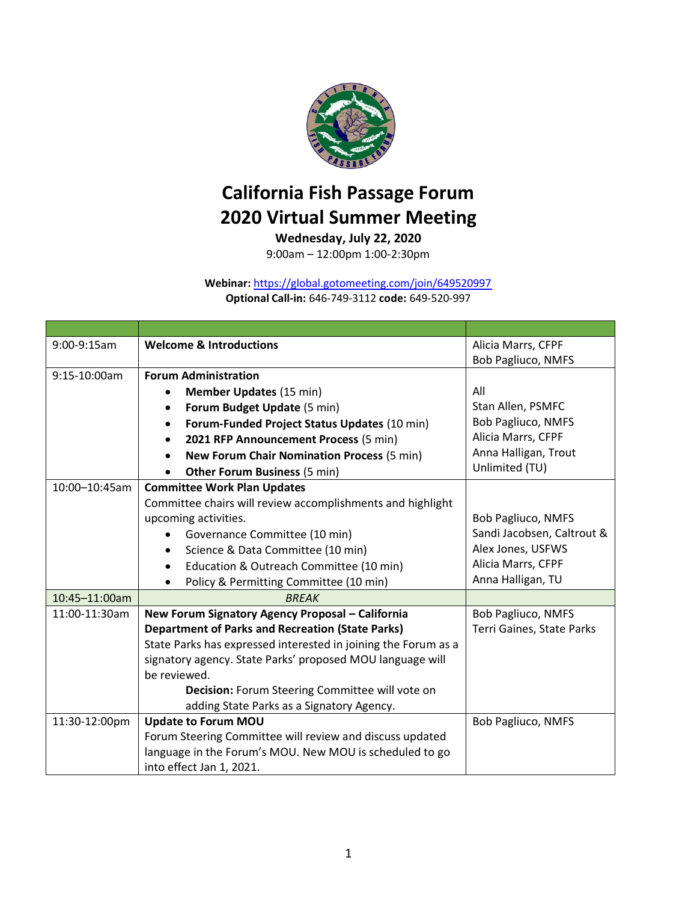# California Fish Passage Forum
# 2020 Virtual Summer Meeting

**Wednesday, July 22, 2020**

9:00am – 12:00pm 1:00-2:30pm

**Webinar:** https://global.gotomeeting.com/join/649520997

**Optional Call-in:** 646-749-3112 **code:** 649-520-997

| | | |
|---|---|---|
| 9:00-9:15am | **Welcome & Introductions** | Alicia Marrs, CFPF<br>Bob Pagliuco, NMFS |
| 9:15-10:00am | **Forum Administration**<br>• **Member Updates** (15 min)<br>• **Forum Budget Update** (5 min)<br>• **Forum-Funded Project Status Updates** (10 min)<br>• **2021 RFP Announcement Process** (5 min)<br>• **New Forum Chair Nomination Process** (5 min)<br>• **Other Forum Business** (5 min) | All<br>Stan Allen, PSMFC<br>Bob Pagliuco, NMFS<br>Alicia Marrs, CFPF<br>Anna Halligan, Trout Unlimited (TU) |
| 10:00–10:45am | **Committee Work Plan Updates**<br>Committee chairs will review accomplishments and highlight upcoming activities.<br>• Governance Committee (10 min)<br>• Science & Data Committee (10 min)<br>• Education & Outreach Committee (10 min)<br>• Policy & Permitting Committee (10 min) | Bob Pagliuco, NMFS<br>Sandi Jacobsen, Caltrout & Alex Jones, USFWS<br>Alicia Marrs, CFPF<br>Anna Halligan, TU |
| 10:45–11:00am | *BREAK* | |
| 11:00-11:30am | **New Forum Signatory Agency Proposal – California Department of Parks and Recreation (State Parks)**<br>State Parks has expressed interested in joining the Forum as a signatory agency. State Parks' proposed MOU language will be reviewed.<br>**Decision:** Forum Steering Committee will vote on adding State Parks as a Signatory Agency. | Bob Pagliuco, NMFS<br>Terri Gaines, State Parks |
| 11:30-12:00pm | **Update to Forum MOU**<br>Forum Steering Committee will review and discuss updated language in the Forum's MOU. New MOU is scheduled to go into effect Jan 1, 2021. | Bob Pagliuco, NMFS |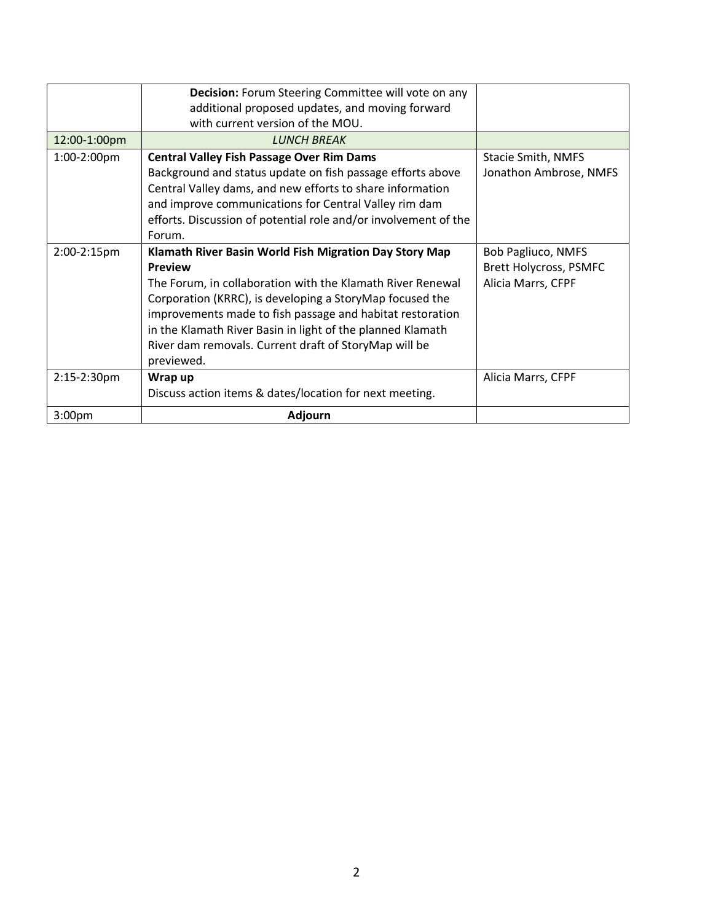| | | |
|---|---|---|
| | **Decision:** Forum Steering Committee will vote on any additional proposed updates, and moving forward with current version of the MOU. | |
| 12:00-1:00pm | *LUNCH BREAK* | |
| 1:00-2:00pm | **Central Valley Fish Passage Over Rim Dams**<br>Background and status update on fish passage efforts above Central Valley dams, and new efforts to share information and improve communications for Central Valley rim dam efforts. Discussion of potential role and/or involvement of the Forum. | Stacie Smith, NMFS<br>Jonathon Ambrose, NMFS |
| 2:00-2:15pm | **Klamath River Basin World Fish Migration Day Story Map Preview**<br>The Forum, in collaboration with the Klamath River Renewal Corporation (KRRC), is developing a StoryMap focused the improvements made to fish passage and habitat restoration in the Klamath River Basin in light of the planned Klamath River dam removals. Current draft of StoryMap will be previewed. | Bob Pagliuco, NMFS<br>Brett Holycross, PSMFC<br>Alicia Marrs, CFPF |
| 2:15-2:30pm | **Wrap up**<br>Discuss action items & dates/location for next meeting. | Alicia Marrs, CFPF |
| 3:00pm | **Adjourn** | |